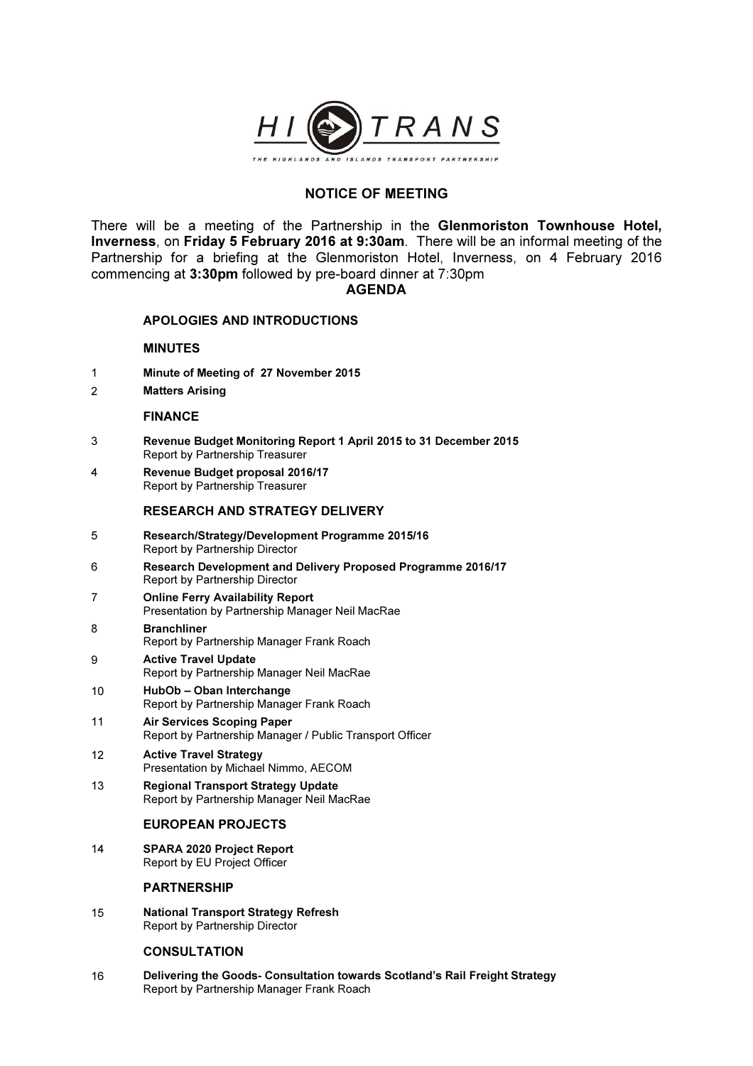HI TRANS

THE HIGHLANDS AND ISLANDS TRANSPORT PARTNERSHIP

# NOTICE OF MEETING

There will be a meeting of the Partnership in the **Glenmoriston Townhouse Hotel, Inverness**, on **Friday 5 February 2016 at 9:30am**. There will be an informal meeting of the Partnership for a briefing at the Glenmoriston Hotel, Inverness, on 4 February 2016 commencing at **3:30pm** followed by pre-board dinner at 7:30pm

## AGENDA

### APOLOGIES AND INTRODUCTIONS

### MINUTES

1 **Minute of Meeting of 27 November 2015**

2 **Matters Arising**

### FINANCE

3 **Revenue Budget Monitoring Report 1 April 2015 to 31 December 2015**
Report by Partnership Treasurer

4 **Revenue Budget proposal 2016/17**
Report by Partnership Treasurer

### RESEARCH AND STRATEGY DELIVERY

5 **Research/Strategy/Development Programme 2015/16**
Report by Partnership Director

6 **Research Development and Delivery Proposed Programme 2016/17**
Report by Partnership Director

7 **Online Ferry Availability Report**
Presentation by Partnership Manager Neil MacRae

8 **Branchliner**
Report by Partnership Manager Frank Roach

9 **Active Travel Update**
Report by Partnership Manager Neil MacRae

10 **HubOb – Oban Interchange**
Report by Partnership Manager Frank Roach

11 **Air Services Scoping Paper**
Report by Partnership Manager / Public Transport Officer

12 **Active Travel Strategy**
Presentation by Michael Nimmo, AECOM

13 **Regional Transport Strategy Update**
Report by Partnership Manager Neil MacRae

### EUROPEAN PROJECTS

14 **SPARA 2020 Project Report**
Report by EU Project Officer

### PARTNERSHIP

15 **National Transport Strategy Refresh**
Report by Partnership Director

### CONSULTATION

16 **Delivering the Goods- Consultation towards Scotland's Rail Freight Strategy**
Report by Partnership Manager Frank Roach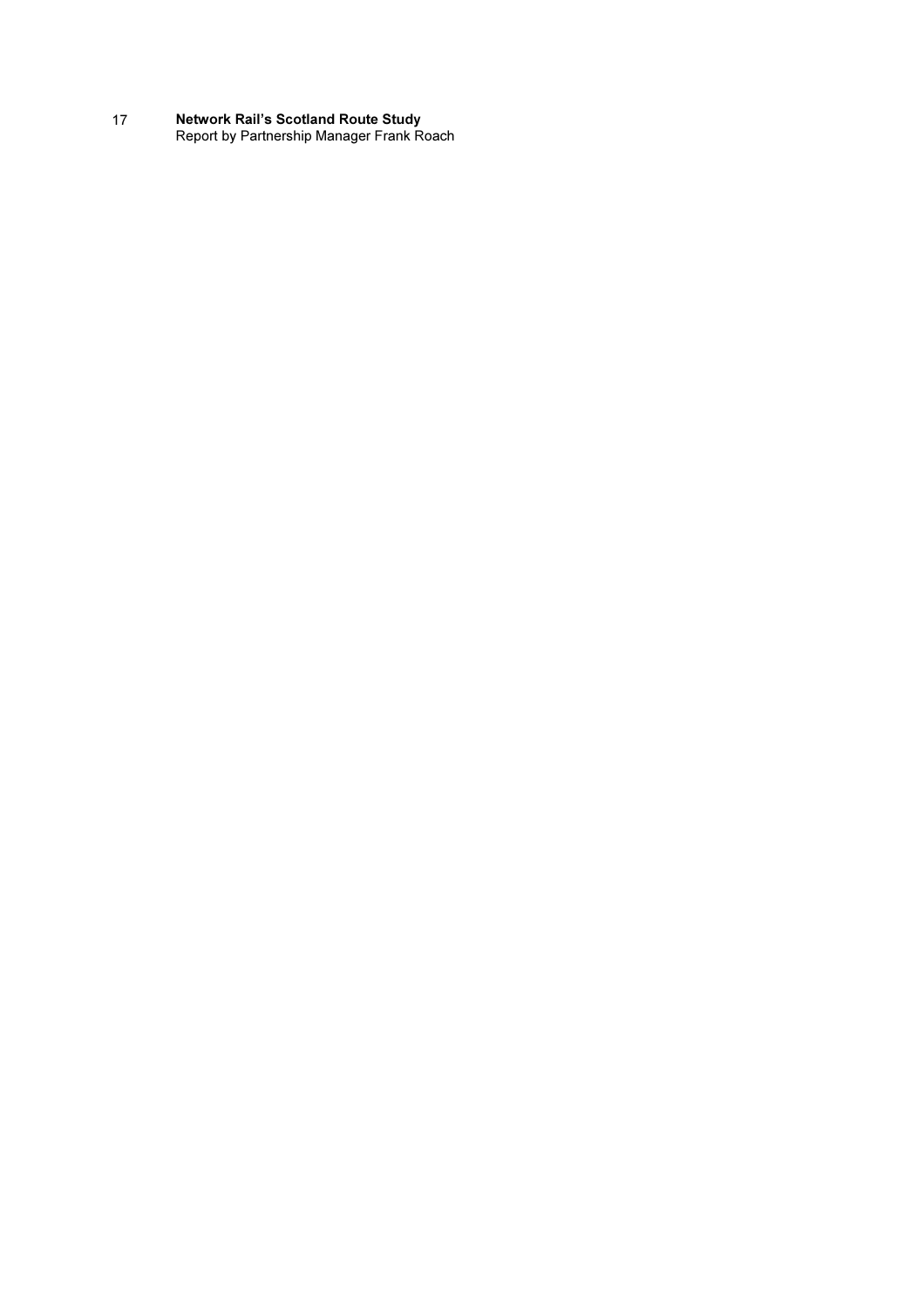17 **Network Rail's Scotland Route Study**
Report by Partnership Manager Frank Roach